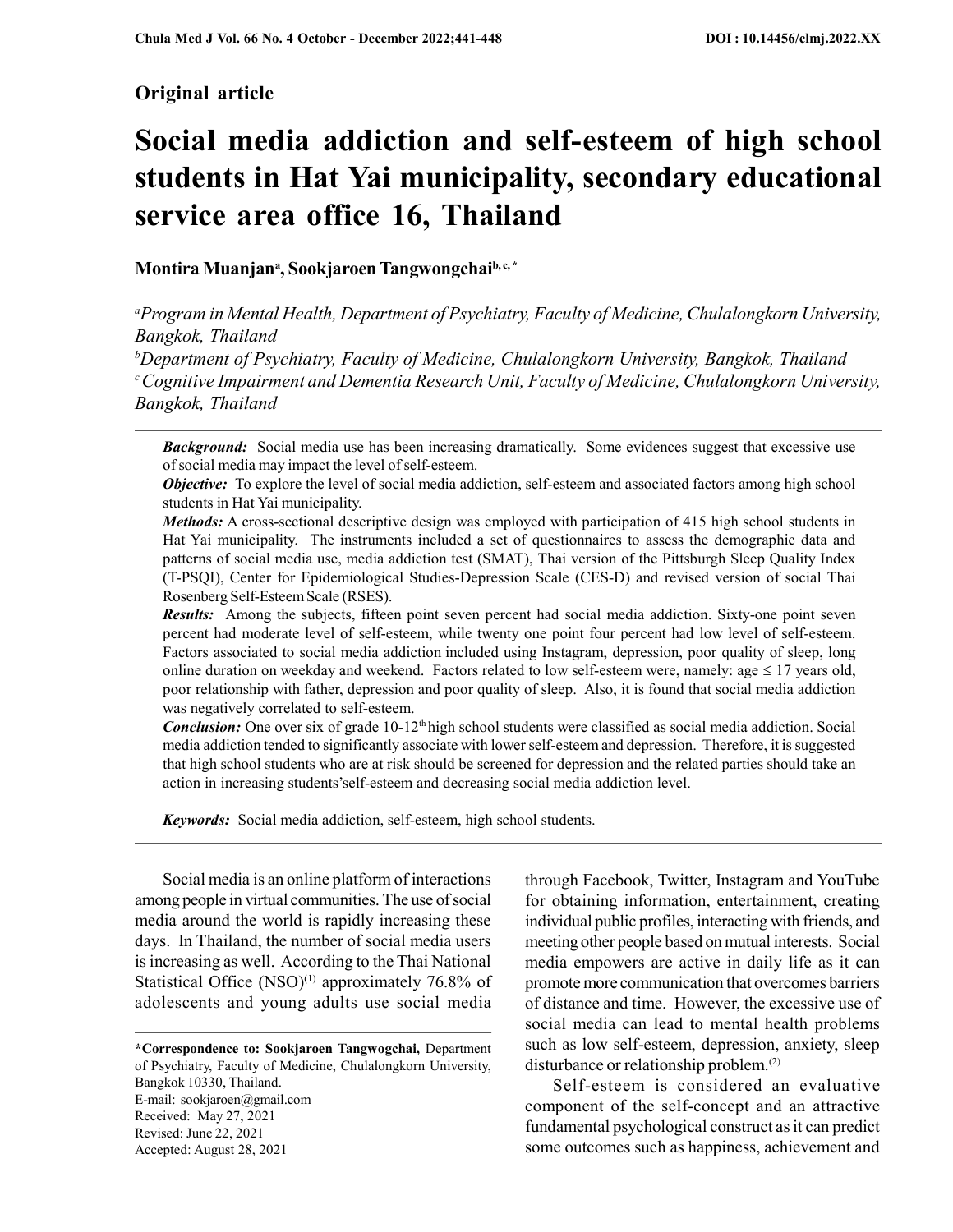**Original article**

# Social media addiction and self-esteem of high school students in Hat Yai municipality, secondary educational service area office 16, Thailand

**Montira Muanjan[a], Sookjaroen Tangwongchai[b, c, *]**

[a]*Program in Mental Health, Department of Psychiatry, Faculty of Medicine, Chulalongkorn University, Bangkok, Thailand*

[b]*Department of Psychiatry, Faculty of Medicine, Chulalongkorn University, Bangkok, Thailand*

[c]*Cognitive Impairment and Dementia Research Unit, Faculty of Medicine, Chulalongkorn University, Bangkok, Thailand*

---

***Background:*** Social media use has been increasing dramatically. Some evidences suggest that excessive use of social media may impact the level of self-esteem.

***Objective:*** To explore the level of social media addiction, self-esteem and associated factors among high school students in Hat Yai municipality.

***Methods:*** A cross-sectional descriptive design was employed with participation of 415 high school students in Hat Yai municipality. The instruments included a set of questionnaires to assess the demographic data and patterns of social media use, media addiction test (SMAT), Thai version of the Pittsburgh Sleep Quality Index (T-PSQI), Center for Epidemiological Studies-Depression Scale (CES-D) and revised version of social Thai Rosenberg Self-Esteem Scale (RSES).

***Results:*** Among the subjects, fifteen point seven percent had social media addiction. Sixty-one point seven percent had moderate level of self-esteem, while twenty one point four percent had low level of self-esteem. Factors associated to social media addiction included using Instagram, depression, poor quality of sleep, long online duration on weekday and weekend. Factors related to low self-esteem were, namely: age ≤ 17 years old, poor relationship with father, depression and poor quality of sleep. Also, it is found that social media addiction was negatively correlated to self-esteem.

***Conclusion:*** One over six of grade 10-12th high school students were classified as social media addiction. Social media addiction tended to significantly associate with lower self-esteem and depression. Therefore, it is suggested that high school students who are at risk should be screened for depression and the related parties should take an action in increasing students'self-esteem and decreasing social media addiction level.

***Keywords:*** Social media addiction, self-esteem, high school students.

---

Social media is an online platform of interactions among people in virtual communities. The use of social media around the world is rapidly increasing these days. In Thailand, the number of social media users is increasing as well. According to the Thai National Statistical Office (NSO)[1] approximately 76.8% of adolescents and young adults use social media through Facebook, Twitter, Instagram and YouTube for obtaining information, entertainment, creating individual public profiles, interacting with friends, and meeting other people based on mutual interests. Social media empowers are active in daily life as it can promote more communication that overcomes barriers of distance and time. However, the excessive use of social media can lead to mental health problems such as low self-esteem, depression, anxiety, sleep disturbance or relationship problem.[2]

Self-esteem is considered an evaluative component of the self-concept and an attractive fundamental psychological construct as it can predict some outcomes such as happiness, achievement and

---

**\*Correspondence to: Sookjaroen Tangwogchai,** Department of Psychiatry, Faculty of Medicine, Chulalongkorn University, Bangkok 10330, Thailand.
E-mail: sookjaroen@gmail.com
Received: May 27, 2021
Revised: June 22, 2021
Accepted: August 28, 2021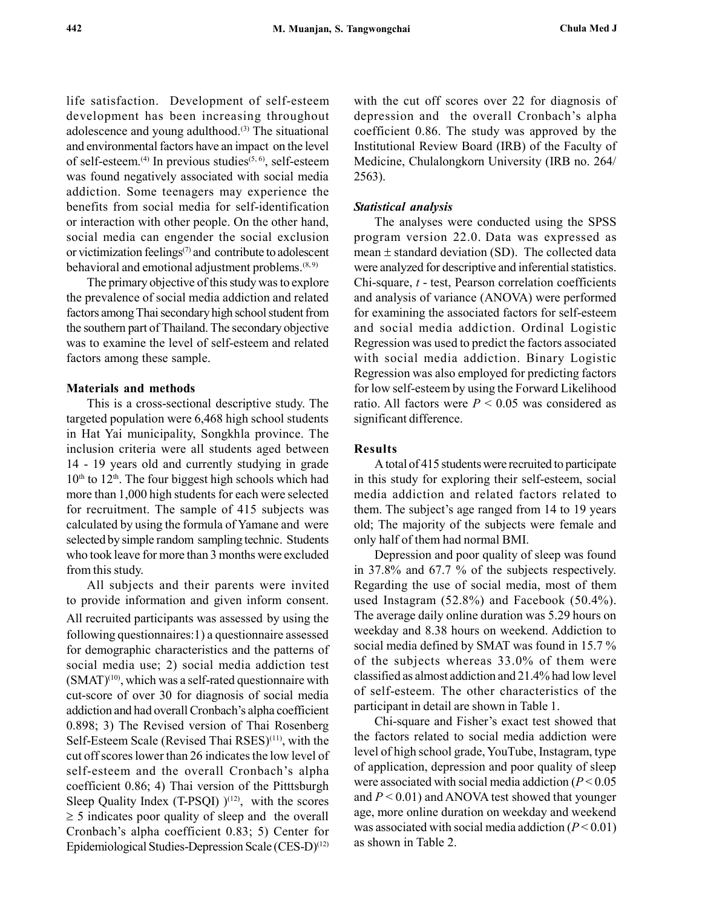life satisfaction. Development of self-esteem development has been increasing throughout adolescence and young adulthood.[3] The situational and environmental factors have an impact on the level of self-esteem.[4] In previous studies[5, 6], self-esteem was found negatively associated with social media addiction. Some teenagers may experience the benefits from social media for self-identification or interaction with other people. On the other hand, social media can engender the social exclusion or victimization feelings[7] and contribute to adolescent behavioral and emotional adjustment problems.[8, 9]

The primary objective of this study was to explore the prevalence of social media addiction and related factors among Thai secondary high school student from the southern part of Thailand. The secondary objective was to examine the level of self-esteem and related factors among these sample.

## Materials and methods

This is a cross-sectional descriptive study. The targeted population were 6,468 high school students in Hat Yai municipality, Songkhla province. The inclusion criteria were all students aged between 14 - 19 years old and currently studying in grade 10th to 12th. The four biggest high schools which had more than 1,000 high students for each were selected for recruitment. The sample of 415 subjects was calculated by using the formula of Yamane and were selected by simple random sampling technic. Students who took leave for more than 3 months were excluded from this study.

All subjects and their parents were invited to provide information and given inform consent. All recruited participants was assessed by using the following questionnaires:1) a questionnaire assessed for demographic characteristics and the patterns of social media use; 2) social media addiction test (SMAT)[10], which was a self-rated questionnaire with cut-score of over 30 for diagnosis of social media addiction and had overall Cronbach's alpha coefficient 0.898; 3) The Revised version of Thai Rosenberg Self-Esteem Scale (Revised Thai RSES)[11], with the cut off scores lower than 26 indicates the low level of self-esteem and the overall Cronbach's alpha coefficient 0.86; 4) Thai version of the Pitttsburgh Sleep Quality Index (T-PSQI) )[12], with the scores $\geq 5$ indicates poor quality of sleep and the overall Cronbach's alpha coefficient 0.83; 5) Center for Epidemiological Studies-Depression Scale (CES-D)[12] with the cut off scores over 22 for diagnosis of depression and the overall Cronbach's alpha coefficient 0.86. The study was approved by the Institutional Review Board (IRB) of the Faculty of Medicine, Chulalongkorn University (IRB no. 264/ 2563).

### *Statistical analysis*

The analyses were conducted using the SPSS program version 22.0. Data was expressed as mean $\pm$ standard deviation (SD). The collected data were analyzed for descriptive and inferential statistics. Chi-square, *t* - test, Pearson correlation coefficients and analysis of variance (ANOVA) were performed for examining the associated factors for self-esteem and social media addiction. Ordinal Logistic Regression was used to predict the factors associated with social media addiction. Binary Logistic Regression was also employed for predicting factors for low self-esteem by using the Forward Likelihood ratio. All factors were $P < 0.05$ was considered as significant difference.

## Results

A total of 415 students were recruited to participate in this study for exploring their self-esteem, social media addiction and related factors related to them. The subject's age ranged from 14 to 19 years old; The majority of the subjects were female and only half of them had normal BMI.

Depression and poor quality of sleep was found in 37.8% and 67.7 % of the subjects respectively. Regarding the use of social media, most of them used Instagram (52.8%) and Facebook (50.4%). The average daily online duration was 5.29 hours on weekday and 8.38 hours on weekend. Addiction to social media defined by SMAT was found in 15.7 % of the subjects whereas 33.0% of them were classified as almost addiction and 21.4% had low level of self-esteem. The other characteristics of the participant in detail are shown in Table 1.

Chi-square and Fisher's exact test showed that the factors related to social media addiction were level of high school grade, YouTube, Instagram, type of application, depression and poor quality of sleep were associated with social media addiction ($P < 0.05$ and $P < 0.01$) and ANOVA test showed that younger age, more online duration on weekday and weekend was associated with social media addiction ($P < 0.01$) as shown in Table 2.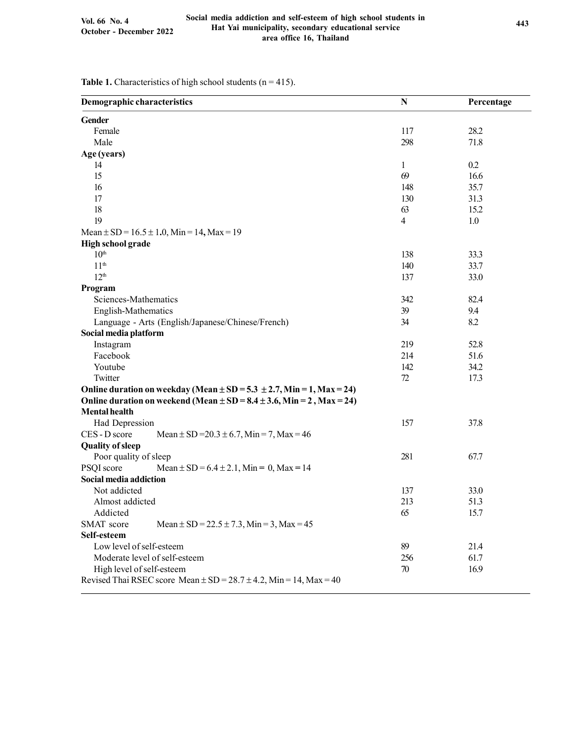**Table 1.** Characteristics of high school students (n = 415).

| Demographic characteristics | N | Percentage |
|---|---|---|
| **Gender** | | |
| Female | 117 | 28.2 |
| Male | 298 | 71.8 |
| **Age (years)** | | |
| 14 | 1 | 0.2 |
| 15 | 69 | 16.6 |
| 16 | 148 | 35.7 |
| 17 | 130 | 31.3 |
| 18 | 63 | 15.2 |
| 19 | 4 | 1.0 |
| Mean ± SD = 16.5 ± 1.0, Min = 14, Max = 19 | | |
| **High school grade** | | |
| $10^{th}$ | 138 | 33.3 |
| $11^{th}$ | 140 | 33.7 |
| $12^{th}$ | 137 | 33.0 |
| **Program** | | |
| Sciences-Mathematics | 342 | 82.4 |
| English-Mathematics | 39 | 9.4 |
| Language - Arts (English/Japanese/Chinese/French) | 34 | 8.2 |
| **Social media platform** | | |
| Instagram | 219 | 52.8 |
| Facebook | 214 | 51.6 |
| Youtube | 142 | 34.2 |
| Twitter | 72 | 17.3 |
| **Online duration on weekday (Mean ± SD = 5.3 ± 2.7, Min = 1, Max = 24)** | | |
| **Online duration on weekend (Mean ± SD = 8.4 ± 3.6, Min = 2 , Max = 24)** | | |
| **Mental health** | | |
| Had Depression | 157 | 37.8 |
| CES - D score Mean ± SD =20.3 ± 6.7, Min = 7, Max = 46 | | |
| **Quality of sleep** | | |
| Poor quality of sleep | 281 | 67.7 |
| PSQI score Mean ± SD = 6.4 ± 2.1, Min = 0, Max = 14 | | |
| **Social media addiction** | | |
| Not addicted | 137 | 33.0 |
| Almost addicted | 213 | 51.3 |
| Addicted | 65 | 15.7 |
| SMAT score Mean ± SD = 22.5 ± 7.3, Min = 3, Max = 45 | | |
| **Self-esteem** | | |
| Low level of self-esteem | 89 | 21.4 |
| Moderate level of self-esteem | 256 | 61.7 |
| High level of self-esteem | 70 | 16.9 |
| Revised Thai RSEC score Mean ± SD = 28.7 ± 4.2, Min = 14, Max = 40 | | |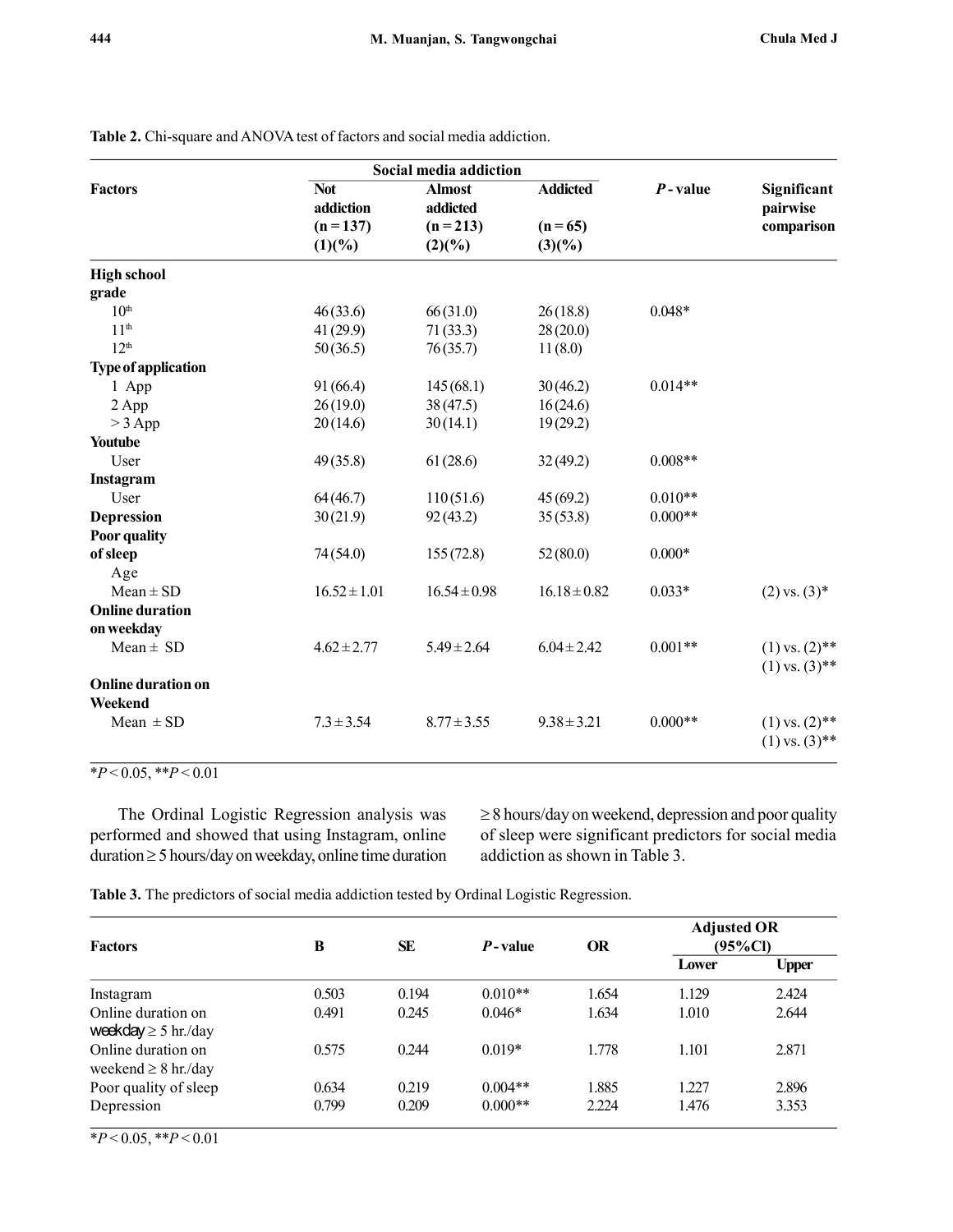**Table 2.** Chi-square and ANOVA test of factors and social media addiction.

| Factors | Social media addiction | | | $P$ - value | Significant pairwise comparison |
|---|---|---|---|---|---|
| | Not addiction (n = 137) (1)(%) | Almost addicted (n = 213) (2)(%) | Addicted (n = 65) (3)(%) | | |
| **High school grade** | | | | | |
| $10^{th}$ | 46 (33.6) | 66 (31.0) | 26 (18.8) | 0.048* | |
| $11^{th}$ | 41 (29.9) | 71 (33.3) | 28 (20.0) | | |
| $12^{th}$ | 50 (36.5) | 76 (35.7) | 11 (8.0) | | |
| **Type of application** | | | | | |
| 1 App | 91 (66.4) | 145 (68.1) | 30 (46.2) | 0.014** | |
| 2 App | 26 (19.0) | 38 (47.5) | 16 (24.6) | | |
| > 3 App | 20 (14.6) | 30 (14.1) | 19 (29.2) | | |
| **Youtube** | | | | | |
| User | 49 (35.8) | 61 (28.6) | 32 (49.2) | 0.008** | |
| **Instagram** | | | | | |
| User | 64 (46.7) | 110 (51.6) | 45 (69.2) | 0.010** | |
| **Depression** | 30 (21.9) | 92 (43.2) | 35 (53.8) | 0.000** | |
| **Poor quality of sleep** | 74 (54.0) | 155 (72.8) | 52 (80.0) | 0.000* | |
| Age | | | | | |
| Mean ± SD | 16.52 ± 1.01 | 16.54 ± 0.98 | 16.18 ± 0.82 | 0.033* | (2) vs. (3)* |
| **Online duration on weekday** | | | | | |
| Mean ± SD | 4.62 ± 2.77 | 5.49 ± 2.64 | 6.04 ± 2.42 | 0.001** | (1) vs. (2)** (1) vs. (3)** |
| **Online duration on Weekend** | | | | | |
| Mean ± SD | 7.3 ± 3.54 | 8.77 ± 3.55 | 9.38 ± 3.21 | 0.000** | (1) vs. (2)** (1) vs. (3)** |

*$P$ < 0.05, **$P$ < 0.01

The Ordinal Logistic Regression analysis was performed and showed that using Instagram, online duration ≥ 5 hours/day on weekday, online time duration ≥ 8 hours/day on weekend, depression and poor quality of sleep were significant predictors for social media addiction as shown in Table 3.

**Table 3.** The predictors of social media addiction tested by Ordinal Logistic Regression.

| Factors | B | SE | $P$ - value | OR | Adjusted OR (95%CI) | |
|---|---|---|---|---|---|---|
| | | | | | Lower | Upper |
| Instagram | 0.503 | 0.194 | 0.010** | 1.654 | 1.129 | 2.424 |
| Online duration on weekday ≥ 5 hr./day | 0.491 | 0.245 | 0.046* | 1.634 | 1.010 | 2.644 |
| Online duration on weekend ≥ 8 hr./day | 0.575 | 0.244 | 0.019* | 1.778 | 1.101 | 2.871 |
| Poor quality of sleep | 0.634 | 0.219 | 0.004** | 1.885 | 1.227 | 2.896 |
| Depression | 0.799 | 0.209 | 0.000** | 2.224 | 1.476 | 3.353 |

*$P$ < 0.05, **$P$ < 0.01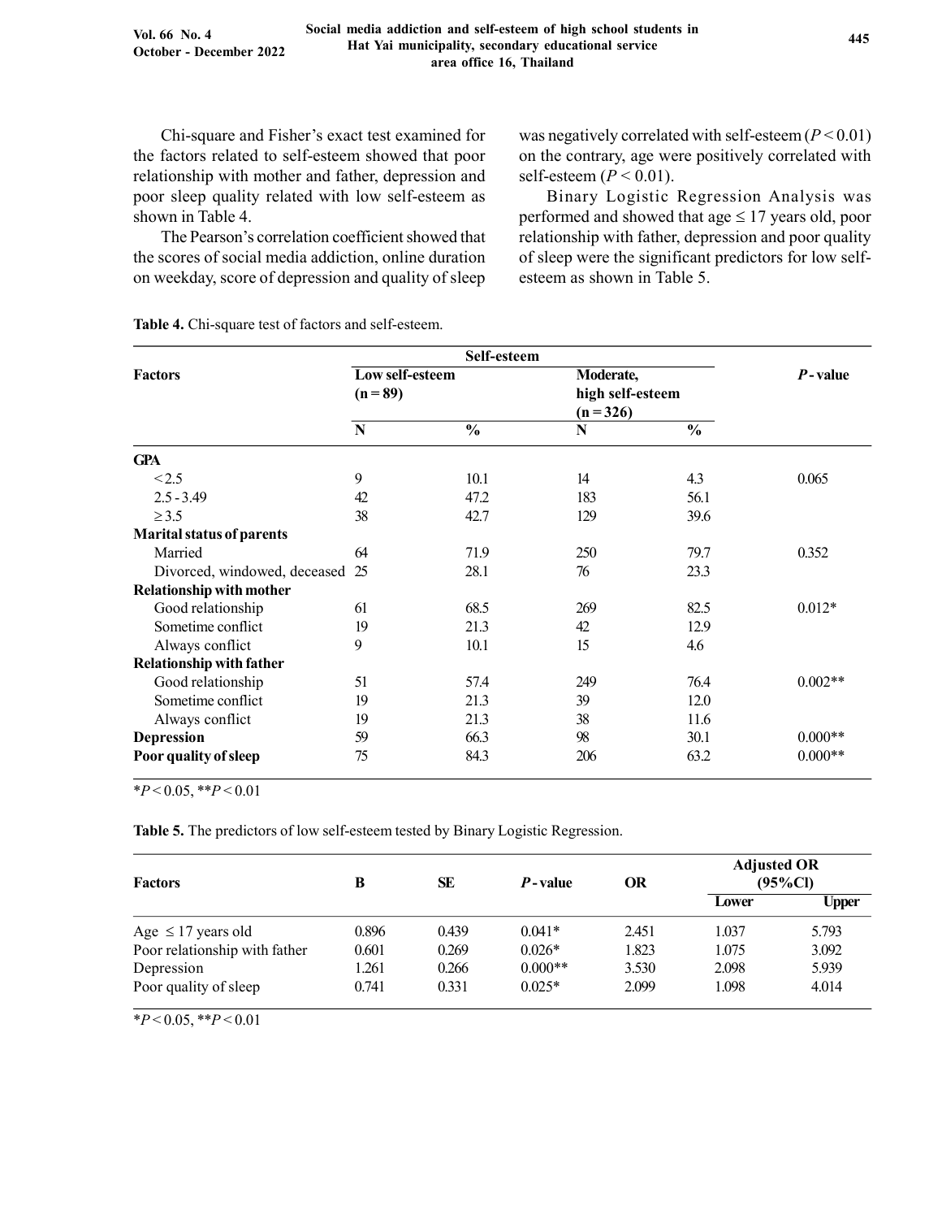Chi-square and Fisher's exact test examined for the factors related to self-esteem showed that poor relationship with mother and father, depression and poor sleep quality related with low self-esteem as shown in Table 4.

The Pearson's correlation coefficient showed that the scores of social media addiction, online duration on weekday, score of depression and quality of sleep was negatively correlated with self-esteem ($P < 0.01$) on the contrary, age were positively correlated with self-esteem ($P < 0.01$).

Binary Logistic Regression Analysis was performed and showed that age ≤ 17 years old, poor relationship with father, depression and poor quality of sleep were the significant predictors for low self-esteem as shown in Table 5.

**Table 4.** Chi-square test of factors and self-esteem.

| Factors | Self-esteem | | | | *P*-value |
|---|---|---|---|---|---|
| | Low self-esteem (n = 89) | | Moderate, high self-esteem (n = 326) | | |
| | N | % | N | % | |
| **GPA** | | | | | |
| <2.5 | 9 | 10.1 | 14 | 4.3 | 0.065 |
| 2.5 - 3.49 | 42 | 47.2 | 183 | 56.1 | |
| ≥ 3.5 | 38 | 42.7 | 129 | 39.6 | |
| **Marital status of parents** | | | | | |
| Married | 64 | 71.9 | 250 | 79.7 | 0.352 |
| Divorced, windowed, deceased | 25 | 28.1 | 76 | 23.3 | |
| **Relationship with mother** | | | | | |
| Good relationship | 61 | 68.5 | 269 | 82.5 | 0.012* |
| Sometime conflict | 19 | 21.3 | 42 | 12.9 | |
| Always conflict | 9 | 10.1 | 15 | 4.6 | |
| **Relationship with father** | | | | | |
| Good relationship | 51 | 57.4 | 249 | 76.4 | 0.002** |
| Sometime conflict | 19 | 21.3 | 39 | 12.0 | |
| Always conflict | 19 | 21.3 | 38 | 11.6 | |
| **Depression** | 59 | 66.3 | 98 | 30.1 | 0.000** |
| **Poor quality of sleep** | 75 | 84.3 | 206 | 63.2 | 0.000** |

$*P < 0.05$, $**P < 0.01$

**Table 5.** The predictors of low self-esteem tested by Binary Logistic Regression.

| Factors | B | SE | *P*-value | OR | Adjusted OR (95%CI) | |
|---|---|---|---|---|---|---|
| | | | | | Lower | Upper |
| Age ≤ 17 years old | 0.896 | 0.439 | 0.041* | 2.451 | 1.037 | 5.793 |
| Poor relationship with father | 0.601 | 0.269 | 0.026* | 1.823 | 1.075 | 3.092 |
| Depression | 1.261 | 0.266 | 0.000** | 3.530 | 2.098 | 5.939 |
| Poor quality of sleep | 0.741 | 0.331 | 0.025* | 2.099 | 1.098 | 4.014 |

$*P < 0.05$, $**P < 0.01$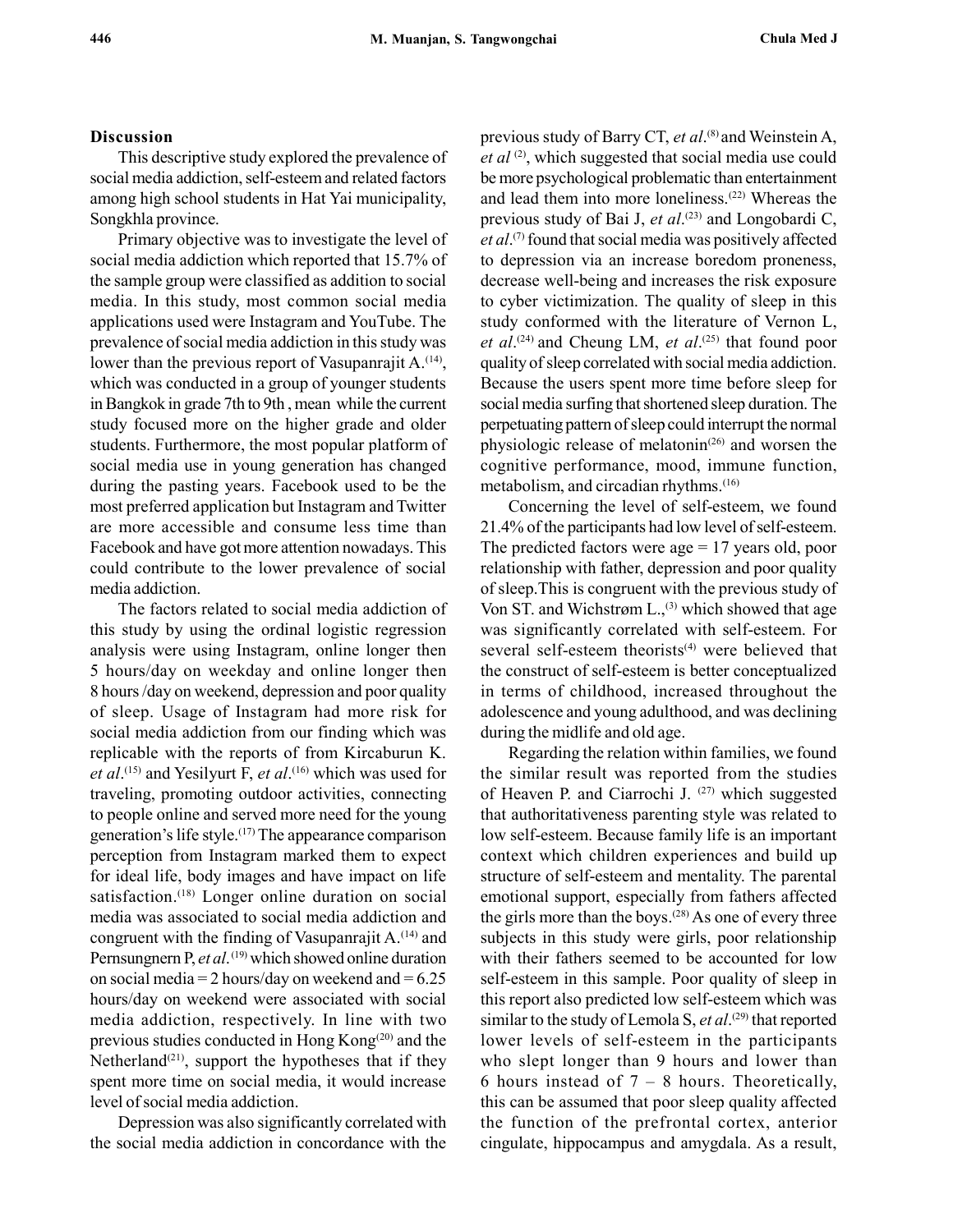## Discussion

This descriptive study explored the prevalence of social media addiction, self-esteem and related factors among high school students in Hat Yai municipality, Songkhla province.

Primary objective was to investigate the level of social media addiction which reported that 15.7% of the sample group were classified as addition to social media. In this study, most common social media applications used were Instagram and YouTube. The prevalence of social media addiction in this study was lower than the previous report of Vasupanrajit A.[14], which was conducted in a group of younger students in Bangkok in grade 7th to 9th , mean while the current study focused more on the higher grade and older students. Furthermore, the most popular platform of social media use in young generation has changed during the pasting years. Facebook used to be the most preferred application but Instagram and Twitter are more accessible and consume less time than Facebook and have got more attention nowadays. This could contribute to the lower prevalence of social media addiction.

The factors related to social media addiction of this study by using the ordinal logistic regression analysis were using Instagram, online longer then 5 hours/day on weekday and online longer then 8 hours /day on weekend, depression and poor quality of sleep. Usage of Instagram had more risk for social media addiction from our finding which was replicable with the reports of from Kircaburun K. *et al*.[15] and Yesilyurt F, *et al*.[16] which was used for traveling, promoting outdoor activities, connecting to people online and served more need for the young generation's life style.[17] The appearance comparison perception from Instagram marked them to expect for ideal life, body images and have impact on life satisfaction.[18] Longer online duration on social media was associated to social media addiction and congruent with the finding of Vasupanrajit A.[14] and Pernsungnern P, *et al*.[19] which showed online duration on social media = 2 hours/day on weekend and = 6.25 hours/day on weekend were associated with social media addiction, respectively. In line with two previous studies conducted in Hong Kong[20] and the Netherland[21], support the hypotheses that if they spent more time on social media, it would increase level of social media addiction.

Depression was also significantly correlated with the social media addiction in concordance with the previous study of Barry CT, *et al*.[8] and Weinstein A, *et al* [2], which suggested that social media use could be more psychological problematic than entertainment and lead them into more loneliness.[22] Whereas the previous study of Bai J, *et al*.[23] and Longobardi C, *et al*.[7] found that social media was positively affected to depression via an increase boredom proneness, decrease well-being and increases the risk exposure to cyber victimization. The quality of sleep in this study conformed with the literature of Vernon L, *et al*.[24] and Cheung LM, *et al*.[25] that found poor quality of sleep correlated with social media addiction. Because the users spent more time before sleep for social media surfing that shortened sleep duration. The perpetuating pattern of sleep could interrupt the normal physiologic release of melatonin[26] and worsen the cognitive performance, mood, immune function, metabolism, and circadian rhythms.[16]

Concerning the level of self-esteem, we found 21.4% of the participants had low level of self-esteem. The predicted factors were age = 17 years old, poor relationship with father, depression and poor quality of sleep.This is congruent with the previous study of Von ST. and Wichstrøm L.,[3] which showed that age was significantly correlated with self-esteem. For several self-esteem theorists[4] were believed that the construct of self-esteem is better conceptualized in terms of childhood, increased throughout the adolescence and young adulthood, and was declining during the midlife and old age.

Regarding the relation within families, we found the similar result was reported from the studies of Heaven P. and Ciarrochi J. [27] which suggested that authoritativeness parenting style was related to low self-esteem. Because family life is an important context which children experiences and build up structure of self-esteem and mentality. The parental emotional support, especially from fathers affected the girls more than the boys.[28] As one of every three subjects in this study were girls, poor relationship with their fathers seemed to be accounted for low self-esteem in this sample. Poor quality of sleep in this report also predicted low self-esteem which was similar to the study of Lemola S, *et al*.[29] that reported lower levels of self-esteem in the participants who slept longer than 9 hours and lower than 6 hours instead of 7 – 8 hours. Theoretically, this can be assumed that poor sleep quality affected the function of the prefrontal cortex, anterior cingulate, hippocampus and amygdala. As a result,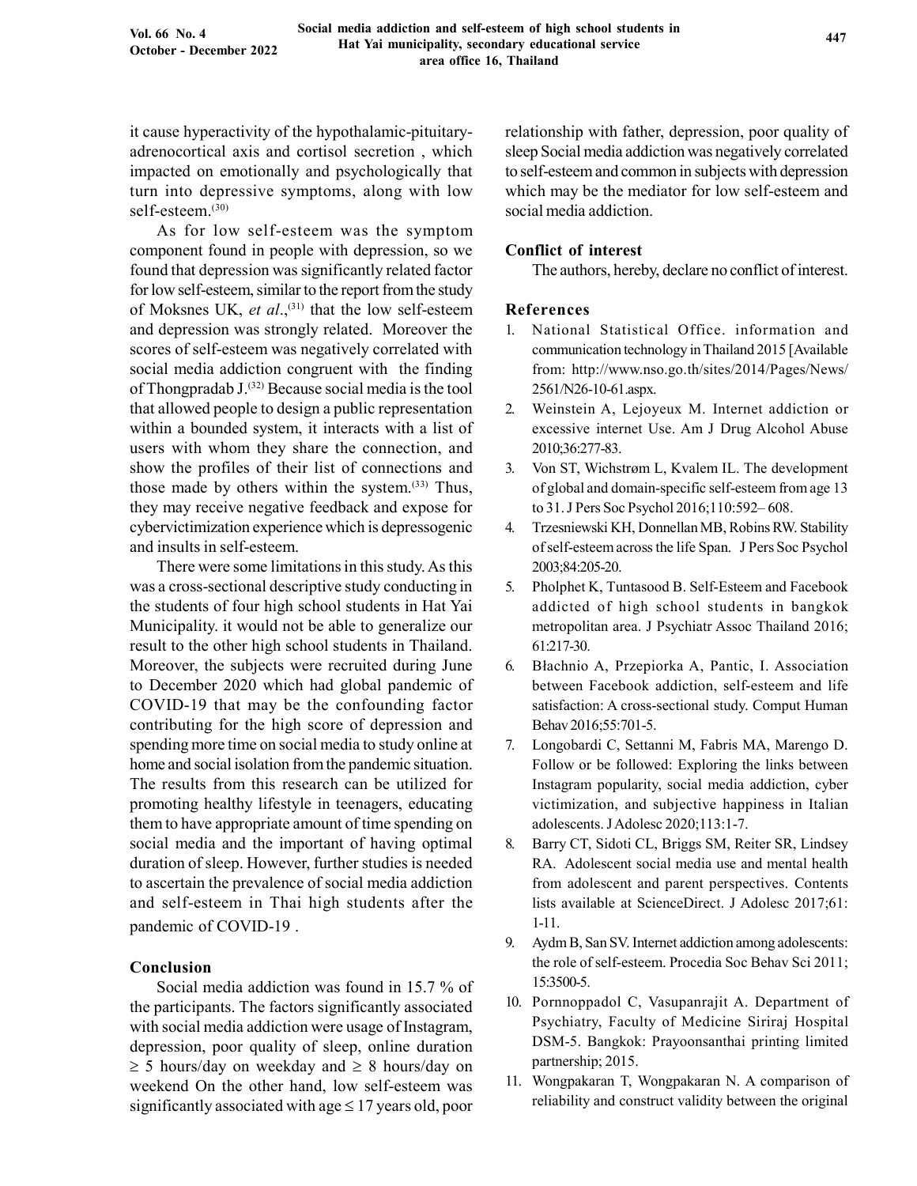it cause hyperactivity of the hypothalamic-pituitary-adrenocortical axis and cortisol secretion , which impacted on emotionally and psychologically that turn into depressive symptoms, along with low self-esteem.[30]

As for low self-esteem was the symptom component found in people with depression, so we found that depression was significantly related factor for low self-esteem, similar to the report from the study of Moksnes UK, *et al*.,[31] that the low self-esteem and depression was strongly related. Moreover the scores of self-esteem was negatively correlated with social media addiction congruent with the finding of Thongpradab J.[32] Because social media is the tool that allowed people to design a public representation within a bounded system, it interacts with a list of users with whom they share the connection, and show the profiles of their list of connections and those made by others within the system.[33] Thus, they may receive negative feedback and expose for cybervictimization experience which is depressogenic and insults in self-esteem.

There were some limitations in this study. As this was a cross-sectional descriptive study conducting in the students of four high school students in Hat Yai Municipality. it would not be able to generalize our result to the other high school students in Thailand. Moreover, the subjects were recruited during June to December 2020 which had global pandemic of COVID-19 that may be the confounding factor contributing for the high score of depression and spending more time on social media to study online at home and social isolation from the pandemic situation. The results from this research can be utilized for promoting healthy lifestyle in teenagers, educating them to have appropriate amount of time spending on social media and the important of having optimal duration of sleep. However, further studies is needed to ascertain the prevalence of social media addiction and self-esteem in Thai high students after the pandemic of COVID-19 .

## Conclusion

Social media addiction was found in 15.7 % of the participants. The factors significantly associated with social media addiction were usage of Instagram, depression, poor quality of sleep, online duration $\geq$ 5 hours/day on weekday and $\geq$ 8 hours/day on weekend On the other hand, low self-esteem was significantly associated with age $\leq$ 17 years old, poor relationship with father, depression, poor quality of sleep Social media addiction was negatively correlated to self-esteem and common in subjects with depression which may be the mediator for low self-esteem and social media addiction.

## Conflict of interest

The authors, hereby, declare no conflict of interest.

## References

1. National Statistical Office. information and communication technology in Thailand 2015 [Available from: http://www.nso.go.th/sites/2014/Pages/News/2561/N26-10-61.aspx.
2. Weinstein A, Lejoyeux M. Internet addiction or excessive internet Use. Am J Drug Alcohol Abuse 2010;36:277-83.
3. Von ST, Wichstrøm L, Kvalem IL. The development of global and domain-specific self-esteem from age 13 to 31. J Pers Soc Psychol 2016;110:592– 608.
4. Trzesniewski KH, Donnellan MB, Robins RW. Stability of self-esteem across the life Span. J Pers Soc Psychol 2003;84:205-20.
5. Pholphet K, Tuntasood B. Self-Esteem and Facebook addicted of high school students in bangkok metropolitan area. J Psychiatr Assoc Thailand 2016; 61:217-30.
6. Błachnio A, Przepiorka A, Pantic, I. Association between Facebook addiction, self-esteem and life satisfaction: A cross-sectional study. Comput Human Behav 2016;55:701-5.
7. Longobardi C, Settanni M, Fabris MA, Marengo D. Follow or be followed: Exploring the links between Instagram popularity, social media addiction, cyber victimization, and subjective happiness in Italian adolescents. J Adolesc 2020;113:1-7.
8. Barry CT, Sidoti CL, Briggs SM, Reiter SR, Lindsey RA. Adolescent social media use and mental health from adolescent and parent perspectives. Contents lists available at ScienceDirect. J Adolesc 2017;61: 1-11.
9. Aydm B, San SV. Internet addiction among adolescents: the role of self-esteem. Procedia Soc Behav Sci 2011; 15:3500-5.
10. Pornnoppadol C, Vasupanrajit A. Department of Psychiatry, Faculty of Medicine Siriraj Hospital DSM-5. Bangkok: Prayoonsanthai printing limited partnership; 2015.
11. Wongpakaran T, Wongpakaran N. A comparison of reliability and construct validity between the original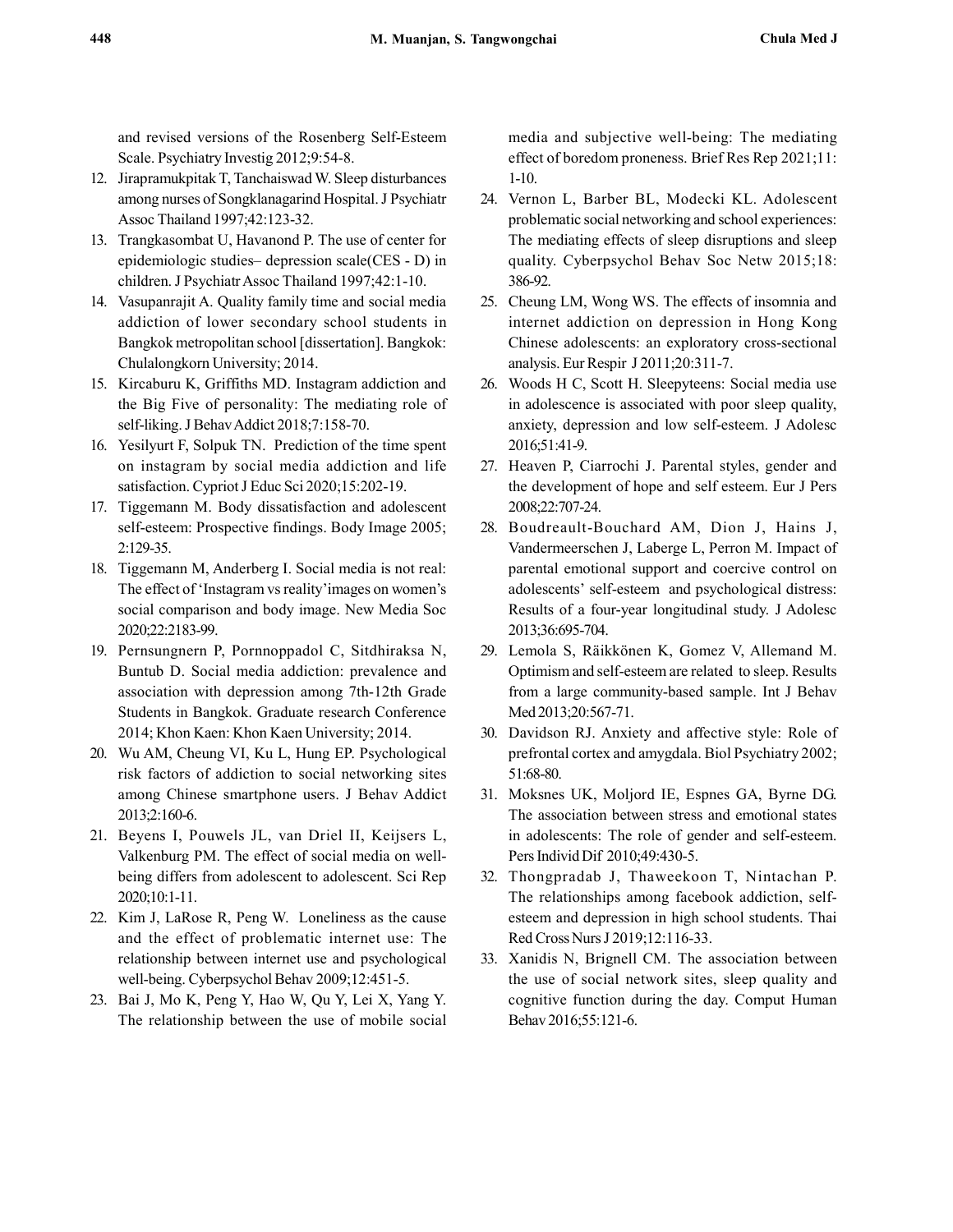and revised versions of the Rosenberg Self-Esteem Scale. Psychiatry Investig 2012;9:54-8.

12. Jirapramukpitak T, Tanchaiswad W. Sleep disturbances among nurses of Songklanagarind Hospital. J Psychiatr Assoc Thailand 1997;42:123-32.
13. Trangkasombat U, Havanond P. The use of center for epidemiologic studies– depression scale(CES - D) in children. J Psychiatr Assoc Thailand 1997;42:1-10.
14. Vasupanrajit A. Quality family time and social media addiction of lower secondary school students in Bangkok metropolitan school [dissertation]. Bangkok: Chulalongkorn University; 2014.
15. Kircaburu K, Griffiths MD. Instagram addiction and the Big Five of personality: The mediating role of self-liking. J Behav Addict 2018;7:158-70.
16. Yesilyurt F, Solpuk TN. Prediction of the time spent on instagram by social media addiction and life satisfaction. Cypriot J Educ Sci 2020;15:202-19.
17. Tiggemann M. Body dissatisfaction and adolescent self-esteem: Prospective findings. Body Image 2005; 2:129-35.
18. Tiggemann M, Anderberg I. Social media is not real: The effect of 'Instagram vs reality' images on women's social comparison and body image. New Media Soc 2020;22:2183-99.
19. Pernsungnern P, Pornnoppadol C, Sitdhiraksa N, Buntub D. Social media addiction: prevalence and association with depression among 7th-12th Grade Students in Bangkok. Graduate research Conference 2014; Khon Kaen: Khon Kaen University; 2014.
20. Wu AM, Cheung VI, Ku L, Hung EP. Psychological risk factors of addiction to social networking sites among Chinese smartphone users. J Behav Addict 2013;2:160-6.
21. Beyens I, Pouwels JL, van Driel II, Keijsers L, Valkenburg PM. The effect of social media on well-being differs from adolescent to adolescent. Sci Rep 2020;10:1-11.
22. Kim J, LaRose R, Peng W. Loneliness as the cause and the effect of problematic internet use: The relationship between internet use and psychological well-being. Cyberpsychol Behav 2009;12:451-5.
23. Bai J, Mo K, Peng Y, Hao W, Qu Y, Lei X, Yang Y. The relationship between the use of mobile social media and subjective well-being: The mediating effect of boredom proneness. Brief Res Rep 2021;11: 1-10.
24. Vernon L, Barber BL, Modecki KL. Adolescent problematic social networking and school experiences: The mediating effects of sleep disruptions and sleep quality. Cyberpsychol Behav Soc Netw 2015;18: 386-92.
25. Cheung LM, Wong WS. The effects of insomnia and internet addiction on depression in Hong Kong Chinese adolescents: an exploratory cross-sectional analysis. Eur Respir J 2011;20:311-7.
26. Woods H C, Scott H. Sleepyteens: Social media use in adolescence is associated with poor sleep quality, anxiety, depression and low self-esteem. J Adolesc 2016;51:41-9.
27. Heaven P, Ciarrochi J. Parental styles, gender and the development of hope and self esteem. Eur J Pers 2008;22:707-24.
28. Boudreault-Bouchard AM, Dion J, Hains J, Vandermeerschen J, Laberge L, Perron M. Impact of parental emotional support and coercive control on adolescents' self-esteem and psychological distress: Results of a four-year longitudinal study. J Adolesc 2013;36:695-704.
29. Lemola S, Räikkönen K, Gomez V, Allemand M. Optimism and self-esteem are related to sleep. Results from a large community-based sample. Int J Behav Med 2013;20:567-71.
30. Davidson RJ. Anxiety and affective style: Role of prefrontal cortex and amygdala. Biol Psychiatry 2002; 51:68-80.
31. Moksnes UK, Moljord IE, Espnes GA, Byrne DG. The association between stress and emotional states in adolescents: The role of gender and self-esteem. Pers Individ Dif 2010;49:430-5.
32. Thongpradab J, Thaweekoon T, Nintachan P. The relationships among facebook addiction, self-esteem and depression in high school students. Thai Red Cross Nurs J 2019;12:116-33.
33. Xanidis N, Brignell CM. The association between the use of social network sites, sleep quality and cognitive function during the day. Comput Human Behav 2016;55:121-6.